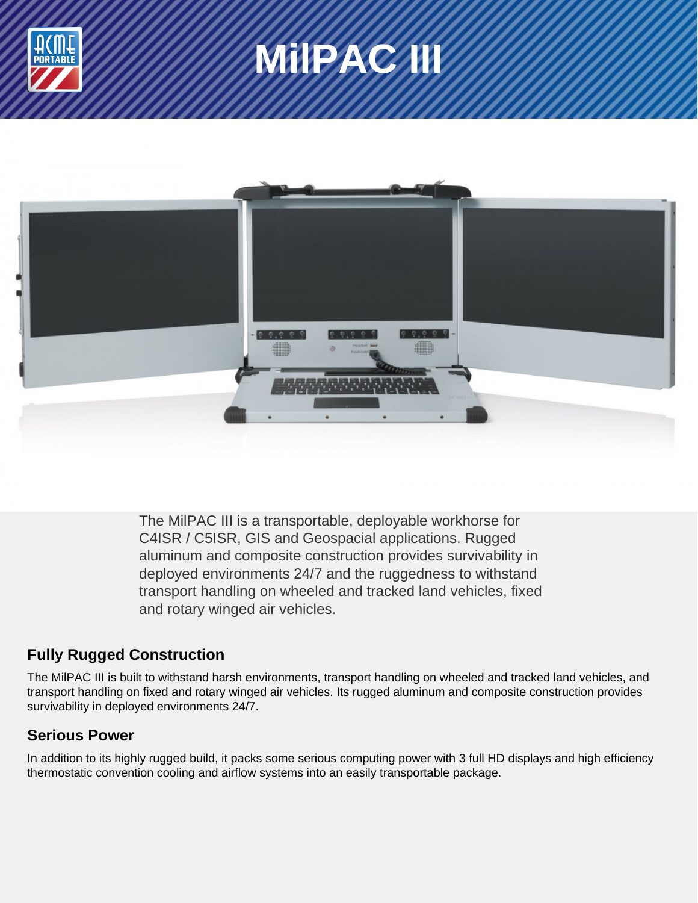# MilPAC III

The MilPAC III is a transportable, deployable workhorse for C4ISR / C5ISR, GIS and Geospacial applications. Rugged aluminum and composite construction provides survivability in deployed environments 24/7 and the ruggedness to withstand transport handling on wheeled and tracked land vehicles, fixed and rotary winged air vehicles.

## Fully Rugged Construction

The MilPAC III is built to withstand harsh environments, transport handling on wheeled and tracked land vehicles, and transport handling on fixed and rotary winged air vehicles. Its rugged aluminum and composite construction provides survivability in deployed environments 24/7.

## Serious Power

In addition to its highly rugged build, it packs some serious computing power with 3 full HD displays and high efficiency thermostatic convention cooling and airflow systems into an easily transportable package.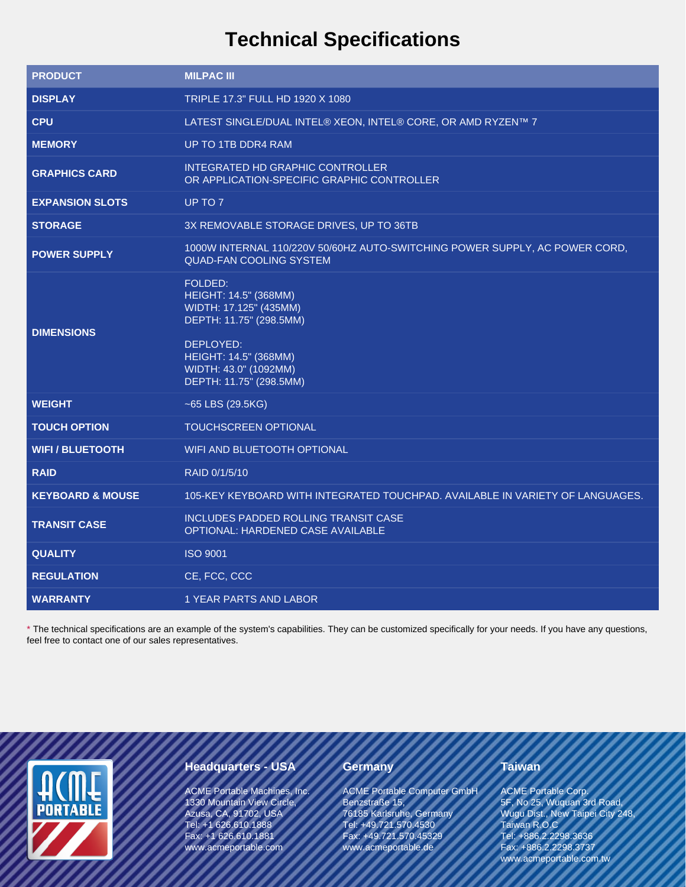# Technical Specifications

| PRODUCT | MILPAC III |
|---|---|
| DISPLAY | TRIPLE 17.3" FULL HD 1920 X 1080 |
| CPU | LATEST SINGLE/DUAL INTEL® XEON, INTEL® CORE, OR AMD RYZEN™ 7 |
| MEMORY | UP TO 1TB DDR4 RAM |
| GRAPHICS CARD | INTEGRATED HD GRAPHIC CONTROLLER<br>OR APPLICATION-SPECIFIC GRAPHIC CONTROLLER |
| EXPANSION SLOTS | UP TO 7 |
| STORAGE | 3X REMOVABLE STORAGE DRIVES, UP TO 36TB |
| POWER SUPPLY | 1000W INTERNAL 110/220V 50/60HZ AUTO-SWITCHING POWER SUPPLY, AC POWER CORD, QUAD-FAN COOLING SYSTEM |
| DIMENSIONS | FOLDED:<br>HEIGHT: 14.5" (368MM)<br>WIDTH: 17.125" (435MM)<br>DEPTH: 11.75" (298.5MM)<br><br>DEPLOYED:<br>HEIGHT: 14.5" (368MM)<br>WIDTH: 43.0" (1092MM)<br>DEPTH: 11.75" (298.5MM) |
| WEIGHT | ~65 LBS (29.5KG) |
| TOUCH OPTION | TOUCHSCREEN OPTIONAL |
| WIFI / BLUETOOTH | WIFI AND BLUETOOTH OPTIONAL |
| RAID | RAID 0/1/5/10 |
| KEYBOARD & MOUSE | 105-KEY KEYBOARD WITH INTEGRATED TOUCHPAD. AVAILABLE IN VARIETY OF LANGUAGES. |
| TRANSIT CASE | INCLUDES PADDED ROLLING TRANSIT CASE<br>OPTIONAL: HARDENED CASE AVAILABLE |
| QUALITY | ISO 9001 |
| REGULATION | CE, FCC, CCC |
| WARRANTY | 1 YEAR PARTS AND LABOR |

* The technical specifications are an example of the system's capabilities. They can be customized specifically for your needs. If you have any questions, feel free to contact one of our sales representatives.

ACME PORTABLE

**Headquarters - USA**

ACME Portable Machines, Inc.
1330 Mountain View Circle,
Azusa, CA, 91702, USA
Tel: +1 626.610.1888
Fax: +1 626.610.1881
www.acmeportable.com

**Germany**

ACME Portable Computer GmbH
Benzstraße 15,
76185 Karlsruhe, Germany
Tel: +49.721.570.4530
Fax: +49.721.570.45329
www.acmeportable.de

**Taiwan**

ACME Portable Corp.
5F, No 25, Wuquan 3rd Road,
Wugu Dist., New Taipei City 248,
Taiwan R.O.C
Tel: +886.2.2298.3636
Fax: +886.2.2298.3737
www.acmeportable.com.tw